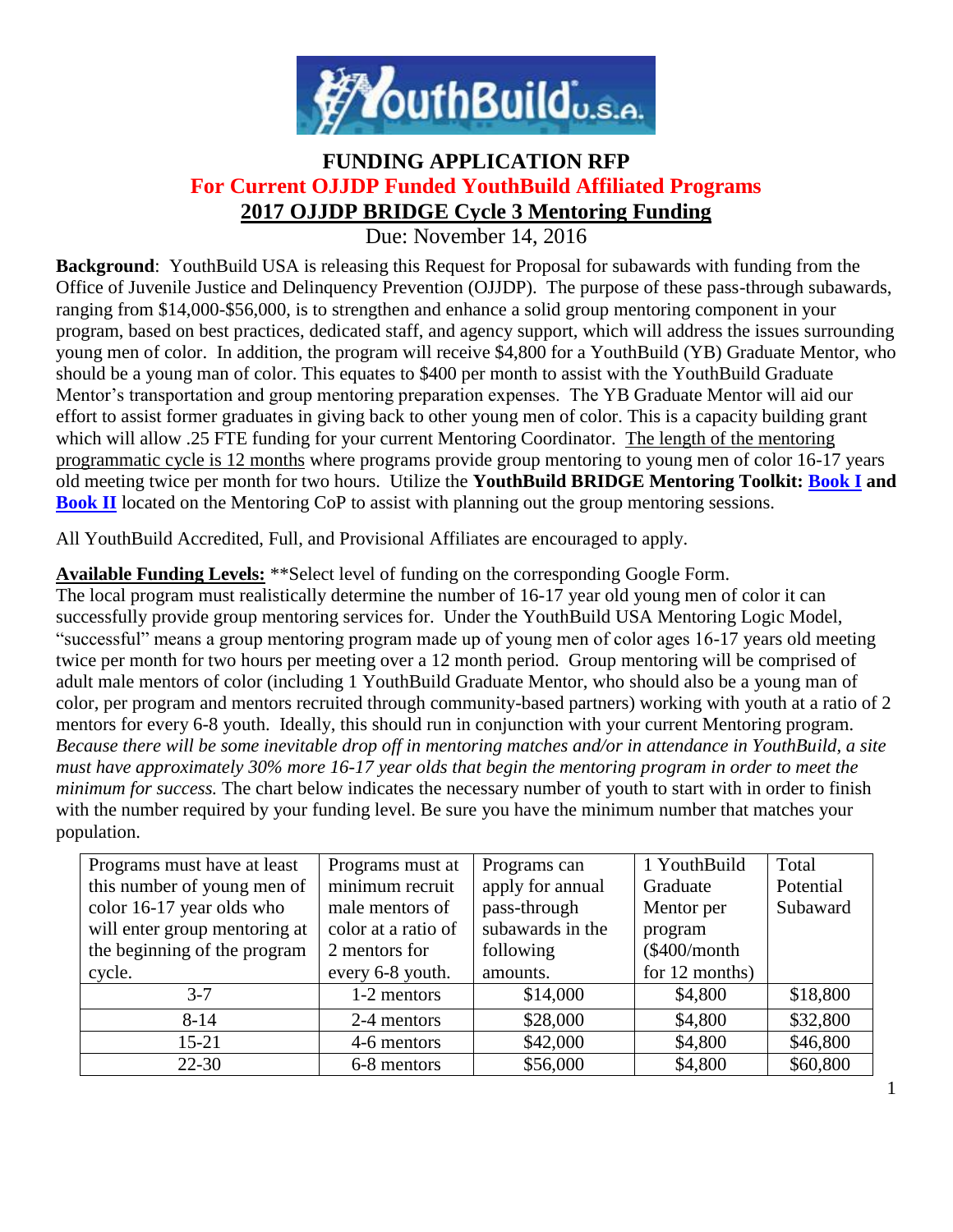# FUNDING APPLICATION RFP

## For Current OJJDP Funded YouthBuild Affiliated Programs

## 2017 OJJDP BRIDGE Cycle 3 Mentoring Funding

Due: November 14, 2016

**Background**: YouthBuild USA is releasing this Request for Proposal for subawards with funding from the Office of Juvenile Justice and Delinquency Prevention (OJJDP). The purpose of these pass-through subawards, ranging from $14,000-$56,000, is to strengthen and enhance a solid group mentoring component in your program, based on best practices, dedicated staff, and agency support, which will address the issues surrounding young men of color. In addition, the program will receive $4,800 for a YouthBuild (YB) Graduate Mentor, who should be a young man of color. This equates to $400 per month to assist with the YouthBuild Graduate Mentor's transportation and group mentoring preparation expenses. The YB Graduate Mentor will aid our effort to assist former graduates in giving back to other young men of color. This is a capacity building grant which will allow .25 FTE funding for your current Mentoring Coordinator. <u>The length of the mentoring programmatic cycle is 12 months</u> where programs provide group mentoring to young men of color 16-17 years old meeting twice per month for two hours. Utilize the **YouthBuild BRIDGE Mentoring Toolkit: Book I and Book II** located on the Mentoring CoP to assist with planning out the group mentoring sessions.

All YouthBuild Accredited, Full, and Provisional Affiliates are encouraged to apply.

**<u>Available Funding Levels:</u>** **Select level of funding on the corresponding Google Form.
The local program must realistically determine the number of 16-17 year old young men of color it can successfully provide group mentoring services for. Under the YouthBuild USA Mentoring Logic Model, "successful" means a group mentoring program made up of young men of color ages 16-17 years old meeting twice per month for two hours per meeting over a 12 month period. Group mentoring will be comprised of adult male mentors of color (including 1 YouthBuild Graduate Mentor, who should also be a young man of color, per program and mentors recruited through community-based partners) working with youth at a ratio of 2 mentors for every 6-8 youth. Ideally, this should run in conjunction with your current Mentoring program. *Because there will be some inevitable drop off in mentoring matches and/or in attendance in YouthBuild, a site must have approximately 30% more 16-17 year olds that begin the mentoring program in order to meet the minimum for success.* The chart below indicates the necessary number of youth to start with in order to finish with the number required by your funding level. Be sure you have the minimum number that matches your population.

| Programs must have at least this number of young men of color 16-17 year olds who will enter group mentoring at the beginning of the program cycle. | Programs must at minimum recruit male mentors of color at a ratio of 2 mentors for every 6-8 youth. | Programs can apply for annual pass-through subawards in the following amounts. | 1 YouthBuild Graduate Mentor per program ($400/month for 12 months) | Total Potential Subaward |
|---|---|---|---|---|
| 3-7 | 1-2 mentors | $14,000 | $4,800 | $18,800 |
| 8-14 | 2-4 mentors | $28,000 | $4,800 | $32,800 |
| 15-21 | 4-6 mentors | $42,000 | $4,800 | $46,800 |
| 22-30 | 6-8 mentors | $56,000 | $4,800 | $60,800 |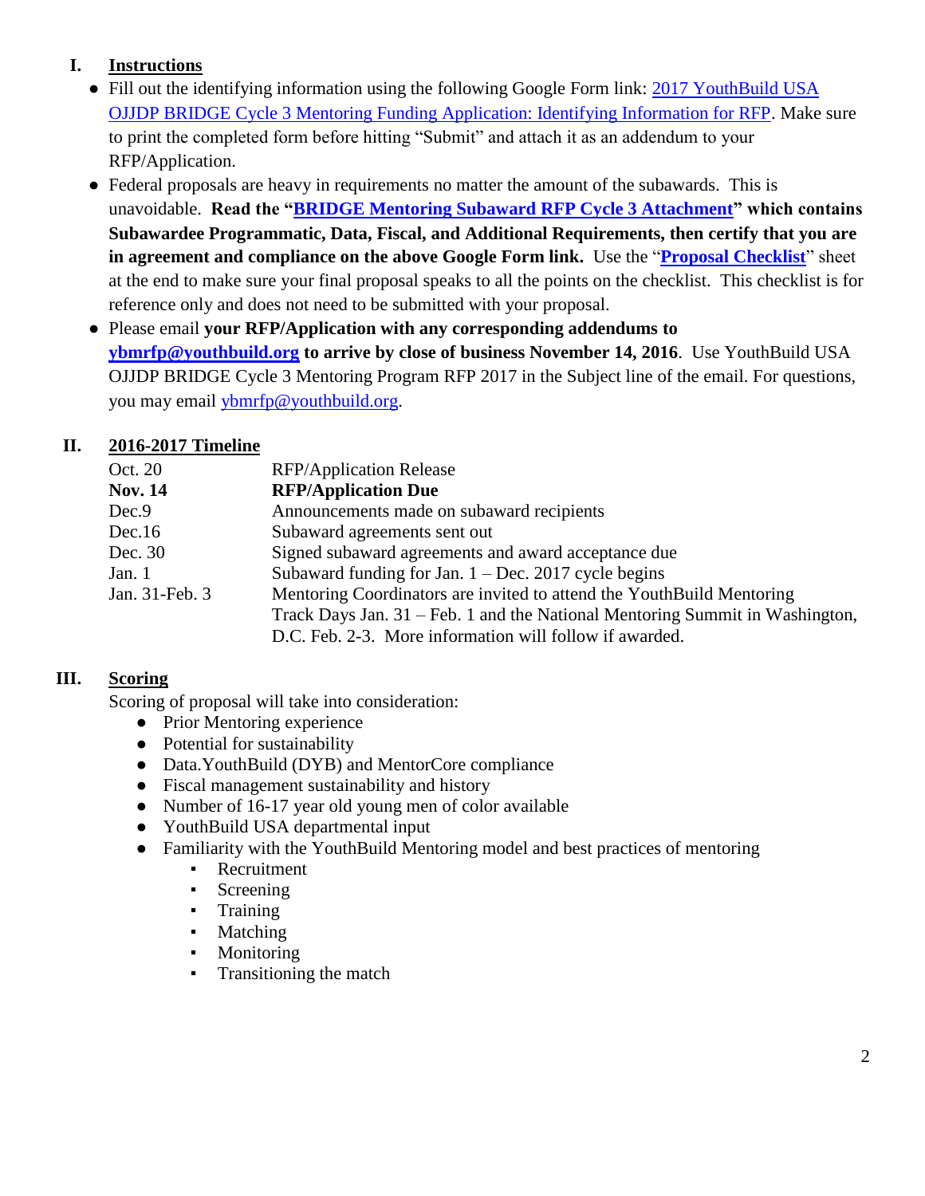## I. Instructions

- Fill out the identifying information using the following Google Form link: [2017 YouthBuild USA OJJDP BRIDGE Cycle 3 Mentoring Funding Application: Identifying Information for RFP](). Make sure to print the completed form before hitting "Submit" and attach it as an addendum to your RFP/Application.
- Federal proposals are heavy in requirements no matter the amount of the subawards. This is unavoidable. **Read the "BRIDGE Mentoring Subaward RFP Cycle 3 Attachment" which contains Subawardee Programmatic, Data, Fiscal, and Additional Requirements, then certify that you are in agreement and compliance on the above Google Form link.** Use the "**Proposal Checklist**" sheet at the end to make sure your final proposal speaks to all the points on the checklist. This checklist is for reference only and does not need to be submitted with your proposal.
- Please email **your RFP/Application with any corresponding addendums to ybmrfp@youthbuild.org to arrive by close of business November 14, 2016**. Use YouthBuild USA OJJDP BRIDGE Cycle 3 Mentoring Program RFP 2017 in the Subject line of the email. For questions, you may email ybmrfp@youthbuild.org.

## II. 2016-2017 Timeline

| | |
|---|---|
| Oct. 20 | RFP/Application Release |
| **Nov. 14** | **RFP/Application Due** |
| Dec.9 | Announcements made on subaward recipients |
| Dec.16 | Subaward agreements sent out |
| Dec. 30 | Signed subaward agreements and award acceptance due |
| Jan. 1 | Subaward funding for Jan. 1 – Dec. 2017 cycle begins |
| Jan. 31-Feb. 3 | Mentoring Coordinators are invited to attend the YouthBuild Mentoring Track Days Jan. 31 – Feb. 1 and the National Mentoring Summit in Washington, D.C. Feb. 2-3. More information will follow if awarded. |

## III. Scoring

Scoring of proposal will take into consideration:

- Prior Mentoring experience
- Potential for sustainability
- Data.YouthBuild (DYB) and MentorCore compliance
- Fiscal management sustainability and history
- Number of 16-17 year old young men of color available
- YouthBuild USA departmental input
- Familiarity with the YouthBuild Mentoring model and best practices of mentoring
  - Recruitment
  - Screening
  - Training
  - Matching
  - Monitoring
  - Transitioning the match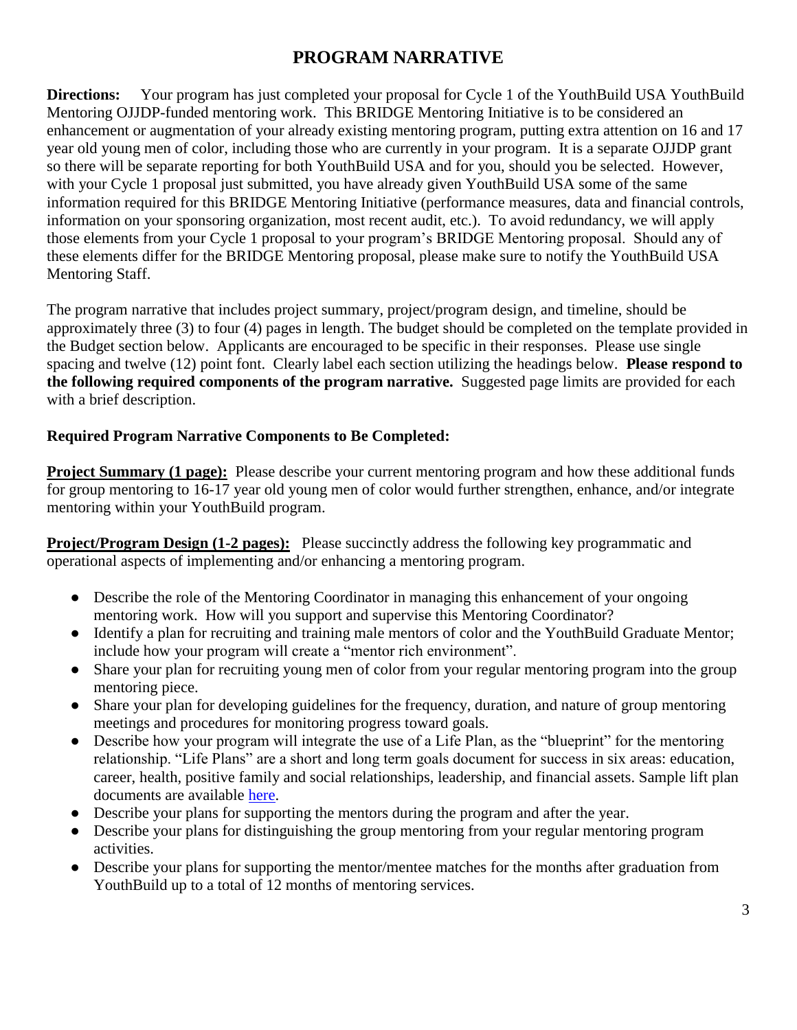# PROGRAM NARRATIVE

**Directions:** Your program has just completed your proposal for Cycle 1 of the YouthBuild USA YouthBuild Mentoring OJJDP-funded mentoring work. This BRIDGE Mentoring Initiative is to be considered an enhancement or augmentation of your already existing mentoring program, putting extra attention on 16 and 17 year old young men of color, including those who are currently in your program. It is a separate OJJDP grant so there will be separate reporting for both YouthBuild USA and for you, should you be selected. However, with your Cycle 1 proposal just submitted, you have already given YouthBuild USA some of the same information required for this BRIDGE Mentoring Initiative (performance measures, data and financial controls, information on your sponsoring organization, most recent audit, etc.). To avoid redundancy, we will apply those elements from your Cycle 1 proposal to your program's BRIDGE Mentoring proposal. Should any of these elements differ for the BRIDGE Mentoring proposal, please make sure to notify the YouthBuild USA Mentoring Staff.

The program narrative that includes project summary, project/program design, and timeline, should be approximately three (3) to four (4) pages in length. The budget should be completed on the template provided in the Budget section below. Applicants are encouraged to be specific in their responses. Please use single spacing and twelve (12) point font. Clearly label each section utilizing the headings below. **Please respond to the following required components of the program narrative.** Suggested page limits are provided for each with a brief description.

**Required Program Narrative Components to Be Completed:**

**Project Summary (1 page):** Please describe your current mentoring program and how these additional funds for group mentoring to 16-17 year old young men of color would further strengthen, enhance, and/or integrate mentoring within your YouthBuild program.

**Project/Program Design (1-2 pages):** Please succinctly address the following key programmatic and operational aspects of implementing and/or enhancing a mentoring program.

- Describe the role of the Mentoring Coordinator in managing this enhancement of your ongoing mentoring work. How will you support and supervise this Mentoring Coordinator?
- Identify a plan for recruiting and training male mentors of color and the YouthBuild Graduate Mentor; include how your program will create a "mentor rich environment".
- Share your plan for recruiting young men of color from your regular mentoring program into the group mentoring piece.
- Share your plan for developing guidelines for the frequency, duration, and nature of group mentoring meetings and procedures for monitoring progress toward goals.
- Describe how your program will integrate the use of a Life Plan, as the "blueprint" for the mentoring relationship. "Life Plans" are a short and long term goals document for success in six areas: education, career, health, positive family and social relationships, leadership, and financial assets. Sample lift plan documents are available here.
- Describe your plans for supporting the mentors during the program and after the year.
- Describe your plans for distinguishing the group mentoring from your regular mentoring program activities.
- Describe your plans for supporting the mentor/mentee matches for the months after graduation from YouthBuild up to a total of 12 months of mentoring services.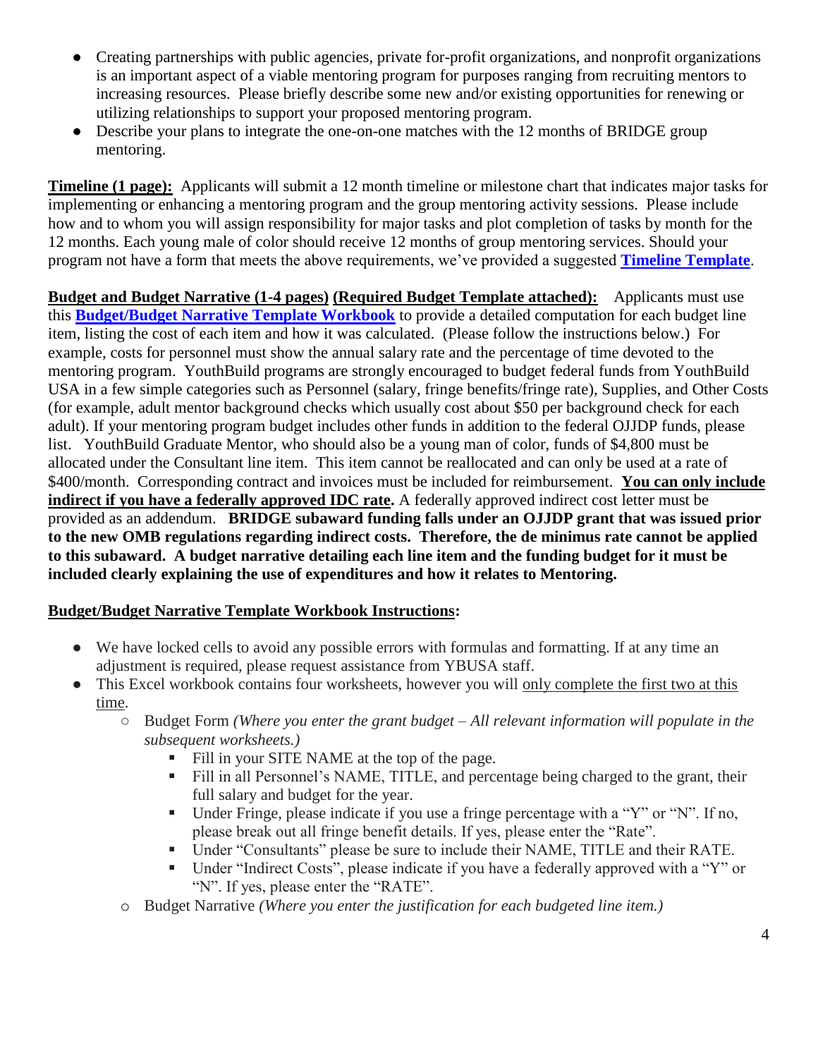- Creating partnerships with public agencies, private for-profit organizations, and nonprofit organizations is an important aspect of a viable mentoring program for purposes ranging from recruiting mentors to increasing resources. Please briefly describe some new and/or existing opportunities for renewing or utilizing relationships to support your proposed mentoring program.
- Describe your plans to integrate the one-on-one matches with the 12 months of BRIDGE group mentoring.

**Timeline (1 page):** Applicants will submit a 12 month timeline or milestone chart that indicates major tasks for implementing or enhancing a mentoring program and the group mentoring activity sessions. Please include how and to whom you will assign responsibility for major tasks and plot completion of tasks by month for the 12 months. Each young male of color should receive 12 months of group mentoring services. Should your program not have a form that meets the above requirements, we've provided a suggested **Timeline Template**.

**Budget and Budget Narrative (1-4 pages) (Required Budget Template attached):** Applicants must use this **Budget/Budget Narrative Template Workbook** to provide a detailed computation for each budget line item, listing the cost of each item and how it was calculated. (Please follow the instructions below.) For example, costs for personnel must show the annual salary rate and the percentage of time devoted to the mentoring program. YouthBuild programs are strongly encouraged to budget federal funds from YouthBuild USA in a few simple categories such as Personnel (salary, fringe benefits/fringe rate), Supplies, and Other Costs (for example, adult mentor background checks which usually cost about $50 per background check for each adult). If your mentoring program budget includes other funds in addition to the federal OJJDP funds, please list. YouthBuild Graduate Mentor, who should also be a young man of color, funds of $4,800 must be allocated under the Consultant line item. This item cannot be reallocated and can only be used at a rate of $400/month. Corresponding contract and invoices must be included for reimbursement. **You can only include indirect if you have a federally approved IDC rate.** A federally approved indirect cost letter must be provided as an addendum. **BRIDGE subaward funding falls under an OJJDP grant that was issued prior to the new OMB regulations regarding indirect costs. Therefore, the de minimus rate cannot be applied to this subaward. A budget narrative detailing each line item and the funding budget for it must be included clearly explaining the use of expenditures and how it relates to Mentoring.**

**Budget/Budget Narrative Template Workbook Instructions:**

- We have locked cells to avoid any possible errors with formulas and formatting. If at any time an adjustment is required, please request assistance from YBUSA staff.
- This Excel workbook contains four worksheets, however you will only complete the first two at this time.
  - Budget Form *(Where you enter the grant budget – All relevant information will populate in the subsequent worksheets.)*
    - Fill in your SITE NAME at the top of the page.
    - Fill in all Personnel's NAME, TITLE, and percentage being charged to the grant, their full salary and budget for the year.
    - Under Fringe, please indicate if you use a fringe percentage with a "Y" or "N". If no, please break out all fringe benefit details. If yes, please enter the "Rate".
    - Under "Consultants" please be sure to include their NAME, TITLE and their RATE.
    - Under "Indirect Costs", please indicate if you have a federally approved with a "Y" or "N". If yes, please enter the "RATE".
  - Budget Narrative *(Where you enter the justification for each budgeted line item.)*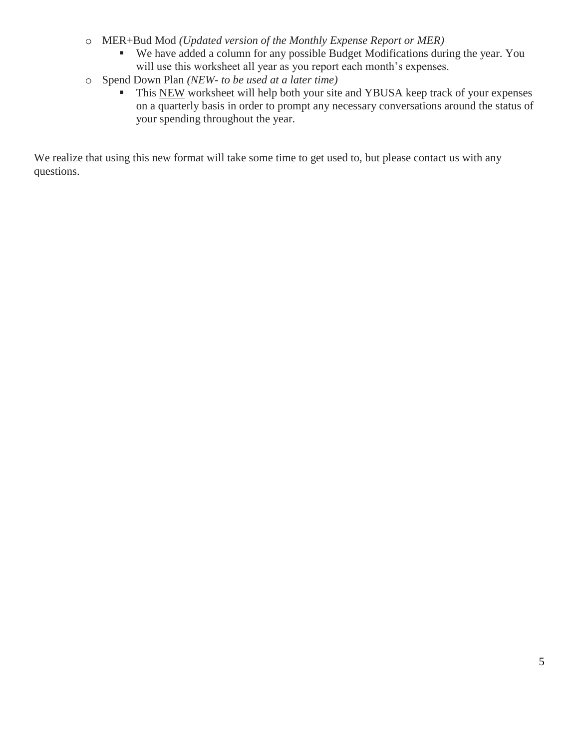- MER+Bud Mod *(Updated version of the Monthly Expense Report or MER)*
  - We have added a column for any possible Budget Modifications during the year. You will use this worksheet all year as you report each month's expenses.
- Spend Down Plan *(NEW- to be used at a later time)*
  - This <u>NEW</u> worksheet will help both your site and YBUSA keep track of your expenses on a quarterly basis in order to prompt any necessary conversations around the status of your spending throughout the year.

We realize that using this new format will take some time to get used to, but please contact us with any questions.